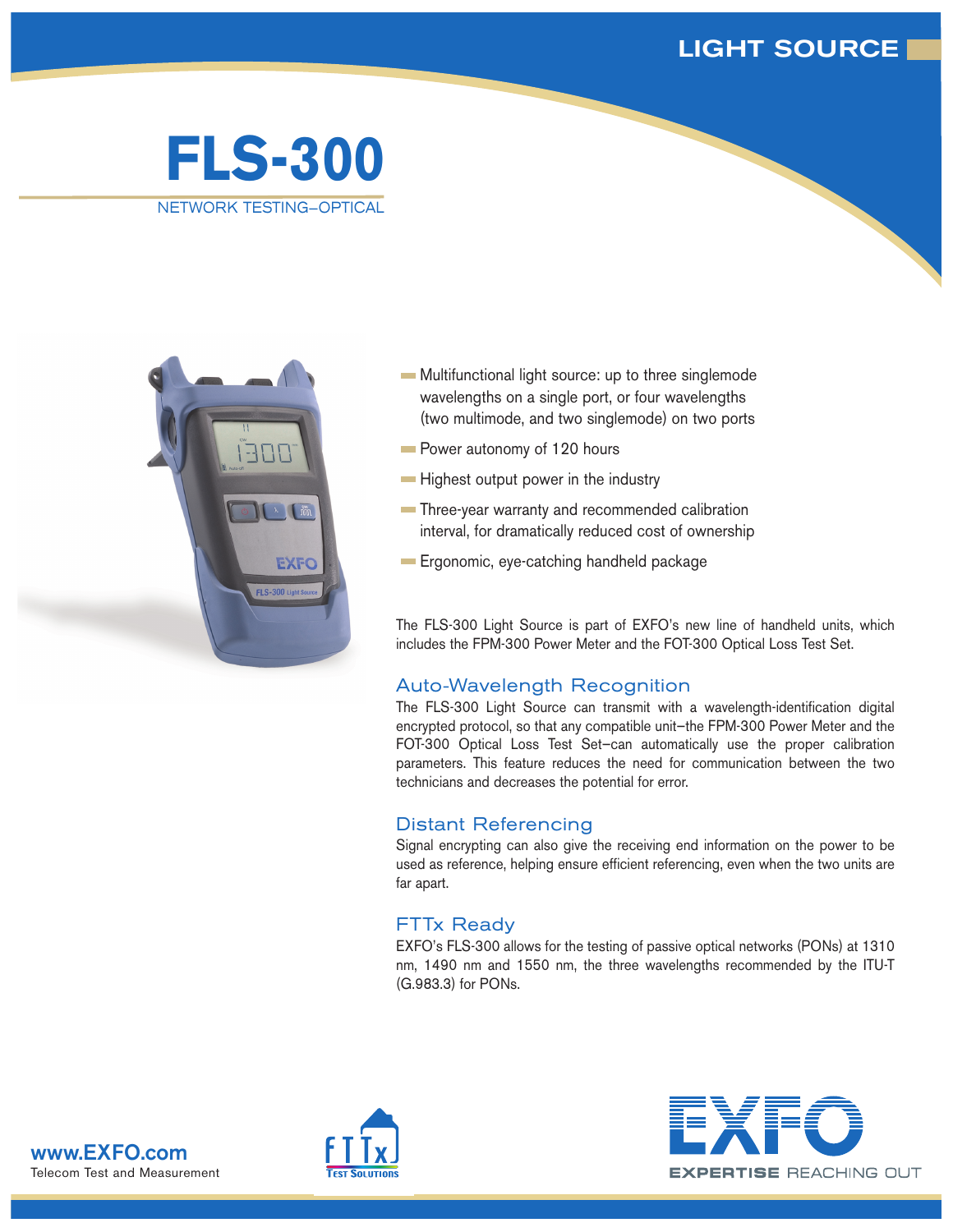LIGHT SOURCE

# FLS-300

NETWORK TESTING–OPTICAL

- Multifunctional light source: up to three singlemode wavelengths on a single port, or four wavelengths (two multimode, and two singlemode) on two ports
- Power autonomy of 120 hours
- Highest output power in the industry
- Three-year warranty and recommended calibration interval, for dramatically reduced cost of ownership
- Ergonomic, eye-catching handheld package

The FLS-300 Light Source is part of EXFO's new line of handheld units, which includes the FPM-300 Power Meter and the FOT-300 Optical Loss Test Set.

## Auto-Wavelength Recognition

The FLS-300 Light Source can transmit with a wavelength-identification digital encrypted protocol, so that any compatible unit–the FPM-300 Power Meter and the FOT-300 Optical Loss Test Set–can automatically use the proper calibration parameters. This feature reduces the need for communication between the two technicians and decreases the potential for error.

## Distant Referencing

Signal encrypting can also give the receiving end information on the power to be used as reference, helping ensure efficient referencing, even when the two units are far apart.

## FTTx Ready

EXFO's FLS-300 allows for the testing of passive optical networks (PONs) at 1310 nm, 1490 nm and 1550 nm, the three wavelengths recommended by the ITU-T (G.983.3) for PONs.

www.EXFO.com
Telecom Test and Measurement

FTTx Test Solutions

EXFO
EXPERTISE REACHING OUT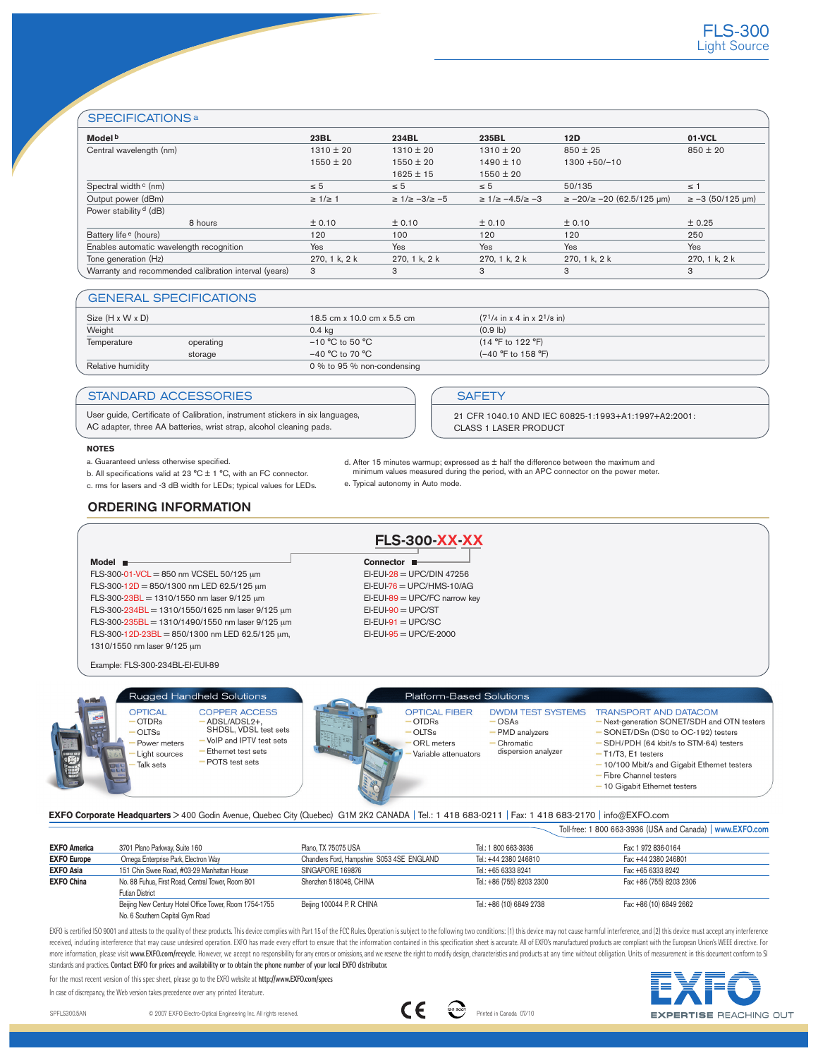## SPECIFICATIONS [a]

| Model [b] | 23BL | 234BL | 235BL | 12D | 01-VCL |
|---|---|---|---|---|---|
| Central wavelength (nm) | 1310 ± 20<br>1550 ± 20 | 1310 ± 20<br>1550 ± 20<br>1625 ± 15 | 1310 ± 20<br>1490 ± 10<br>1550 ± 20 | 850 ± 25<br>1300 +50/−10 | 850 ± 20 |
| Spectral width [c] (nm) | ≤ 5 | ≤ 5 | ≤ 5 | 50/135 | ≤ 1 |
| Output power (dBm) | ≥ 1/≥ 1 | ≥ 1/≥ −3/≥ −5 | ≥ 1/≥ −4.5/≥ −3 | ≥ −20/≥ −20 (62.5/125 µm) | ≥ −3 (50/125 µm) |
| Power stability [d] (dB) 8 hours | ± 0.10 | ± 0.10 | ± 0.10 | ± 0.10 | ± 0.25 |
| Battery life [e] (hours) | 120 | 100 | 120 | 120 | 250 |
| Enables automatic wavelength recognition | Yes | Yes | Yes | Yes | Yes |
| Tone generation (Hz) | 270, 1 k, 2 k | 270, 1 k, 2 k | 270, 1 k, 2 k | 270, 1 k, 2 k | 270, 1 k, 2 k |
| Warranty and recommended calibration interval (years) | 3 | 3 | 3 | 3 | 3 |

## GENERAL SPECIFICATIONS

| | | | |
|---|---|---|---|
| Size (H x W x D) | | 18.5 cm x 10.0 cm x 5.5 cm | (7 1/4 in x 4 in x 2 1/8 in) |
| Weight | | 0.4 kg | (0.9 lb) |
| Temperature | operating | −10 °C to 50 °C | (14 °F to 122 °F) |
| | storage | −40 °C to 70 °C | (−40 °F to 158 °F) |
| Relative humidity | | 0 % to 95 % non-condensing | |

## STANDARD ACCESSORIES

User guide, Certificate of Calibration, instrument stickers in six languages, AC adapter, three AA batteries, wrist strap, alcohol cleaning pads.

## SAFETY

21 CFR 1040.10 AND IEC 60825-1:1993+A1:1997+A2:2001:
CLASS 1 LASER PRODUCT

### NOTES

a. Guaranteed unless otherwise specified.
b. All specifications valid at 23 °C ± 1 °C, with an FC connector.
c. rms for lasers and -3 dB width for LEDs; typical values for LEDs.
d. After 15 minutes warmup; expressed as ± half the difference between the maximum and minimum values measured during the period, with an APC connector on the power meter.
e. Typical autonomy in Auto mode.

## ORDERING INFORMATION

**FLS-300-XX-XX**

**Model**

- FLS-300-01-VCL = 850 nm VCSEL 50/125 µm
- FLS-300-12D = 850/1300 nm LED 62.5/125 µm
- FLS-300-23BL = 1310/1550 nm laser 9/125 µm
- FLS-300-234BL = 1310/1550/1625 nm laser 9/125 µm
- FLS-300-235BL = 1310/1490/1550 nm laser 9/125 µm
- FLS-300-12D-23BL = 850/1300 nm LED 62.5/125 µm, 1310/1550 nm laser 9/125 µm

**Connector**

- EI-EUI-28 = UPC/DIN 47256
- EI-EUI-76 = UPC/HMS-10/AG
- EI-EUI-89 = UPC/FC narrow key
- EI-EUI-90 = UPC/ST
- EI-EUI-91 = UPC/SC
- EI-EUI-95 = UPC/E-2000

Example: FLS-300-234BL-EI-EUI-89

### Rugged Handheld Solutions

**OPTICAL**
- OTDRs
- OLTSs
- Power meters
- Light sources
- Talk sets

**COPPER ACCESS**
- ADSL/ADSL2+, SHDSL, VDSL test sets
- VoIP and IPTV test sets
- Ethernet test sets
- POTS test sets

### Platform-Based Solutions

**OPTICAL FIBER**
- OTDRs
- OLTSs
- ORL meters
- Variable attenuators

**DWDM TEST SYSTEMS**
- OSAs
- PMD analyzers
- Chromatic dispersion analyzer

**TRANSPORT AND DATACOM**
- Next-generation SONET/SDH and OTN testers
- SONET/DSn (DS0 to OC-192) testers
- SDH/PDH (64 kbit/s to STM-64) testers
- T1/T3, E1 testers
- 10/100 Mbit/s and Gigabit Ethernet testers
- Fibre Channel testers
- 10 Gigabit Ethernet testers

**EXFO Corporate Headquarters** > 400 Godin Avenue, Quebec City (Quebec) G1M 2K2 CANADA | Tel.: 1 418 683-0211 | Fax: 1 418 683-2170 | info@EXFO.com

Toll-free: 1 800 663-3936 (USA and Canada) | www.EXFO.com

| | | | | |
|---|---|---|---|---|
| **EXFO America** | 3701 Plano Parkway, Suite 160 | Plano, TX 75075 USA | Tel.: 1 800 663-3936 | Fax: 1 972 836-0164 |
| **EXFO Europe** | Omega Enterprise Park, Electron Way | Chandlers Ford, Hampshire S053 4SE ENGLAND | Tel.: +44 2380 246810 | Fax: +44 2380 246801 |
| **EXFO Asia** | 151 Chin Swee Road, #03-29 Manhattan House | SINGAPORE 169876 | Tel.: +65 6333 8241 | Fax: +65 6333 8242 |
| **EXFO China** | No. 88 Fuhua, First Road, Central Tower, Room 801 Futian District | Shenzhen 518048, CHINA | Tel.: +86 (755) 8203 2300 | Fax: +86 (755) 8203 2306 |
| | Beijing New Century Hotel Office Tower, Room 1754-1755 No. 6 Southern Capital Gym Road | Beijing 100044 P. R. CHINA | Tel.: +86 (10) 6849 2738 | Fax: +86 (10) 6849 2662 |

EXFO is certified ISO 9001 and attests to the quality of these products. This device complies with Part 15 of the FCC Rules. Operation is subject to the following two conditions: (1) this device may not cause harmful interference, and (2) this device must accept any interference received, including interference that may cause undesired operation. EXFO has made every effort to ensure that the information contained in this specification sheet is accurate. All of EXFO's manufactured products are compliant with the European Union's WEEE directive. For more information, please visit www.EXFO.com/recycle. However, we accept no responsibility for any errors or omissions, and we reserve the right to modify design, characteristics and products at any time without obligation. Units of measurement in this document conform to SI standards and practices. **Contact EXFO for prices and availability or to obtain the phone number of your local EXFO distributor.**

For the most recent version of this spec sheet, please go to the EXFO website at http://www.EXFO.com/specs

In case of discrepancy, the Web version takes precedence over any printed literature.

SPFLS300.5AN © 2007 EXFO Electro-Optical Engineering Inc. All rights reserved. Printed in Canada 07/10

EXFO EXPERTISE REACHING OUT